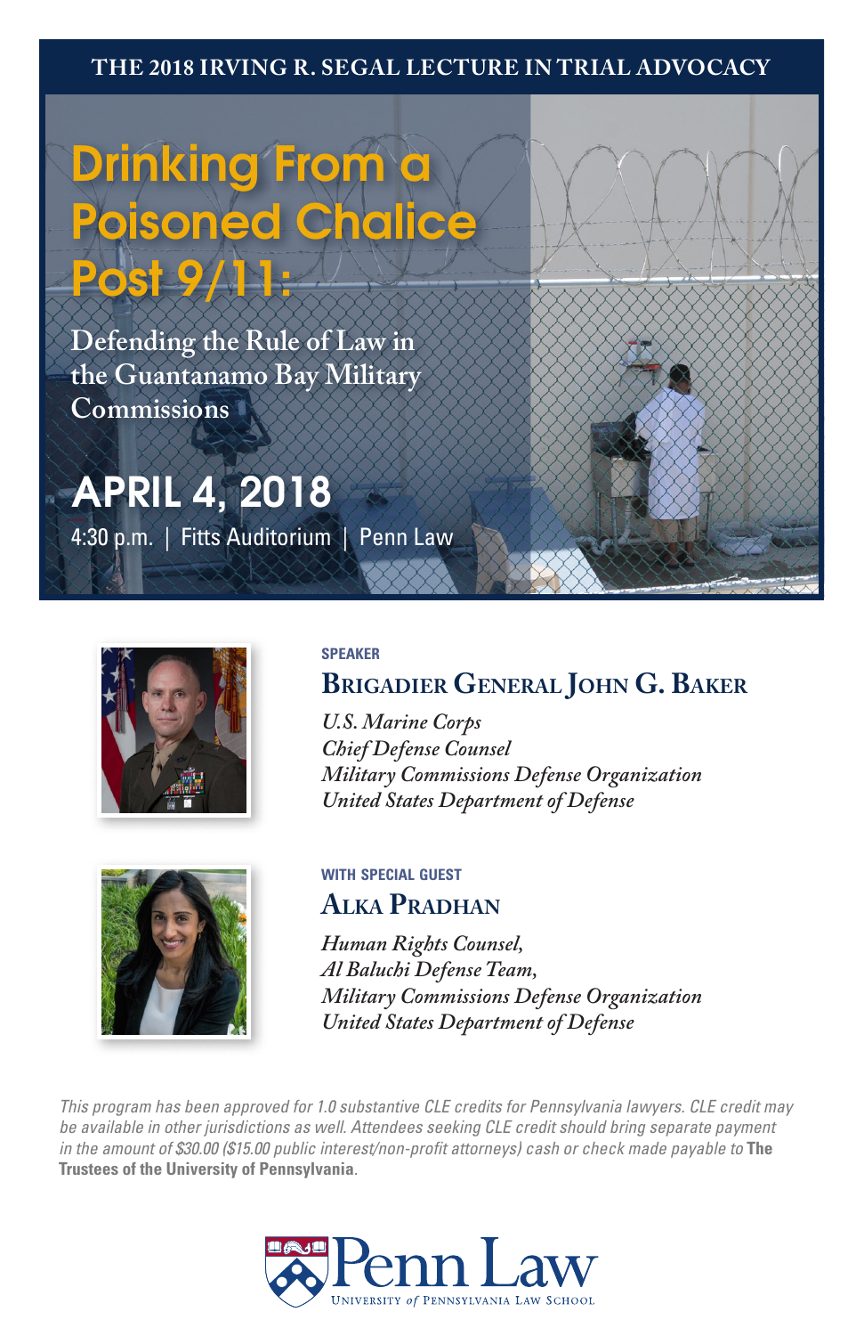THE 2018 IRVING R. SEGAL LECTURE IN TRIAL ADVOCACY

# Drinking From a Poisoned Chalice Post 9/11:

## Defending the Rule of Law in the Guantanamo Bay Military Commissions

## APRIL 4, 2018

4:30 p.m. | Fitts Auditorium | Penn Law

**SPEAKER**

### Brigadier General John G. Baker

*U.S. Marine Corps*
*Chief Defense Counsel*
*Military Commissions Defense Organization*
*United States Department of Defense*

**WITH SPECIAL GUEST**

### Alka Pradhan

*Human Rights Counsel,*
*Al Baluchi Defense Team,*
*Military Commissions Defense Organization*
*United States Department of Defense*

*This program has been approved for 1.0 substantive CLE credits for Pennsylvania lawyers. CLE credit may be available in other jurisdictions as well. Attendees seeking CLE credit should bring separate payment in the amount of $30.00 ($15.00 public interest/non-profit attorneys) cash or check made payable to* **The Trustees of the University of Pennsylvania**.

Penn Law
University of Pennsylvania Law School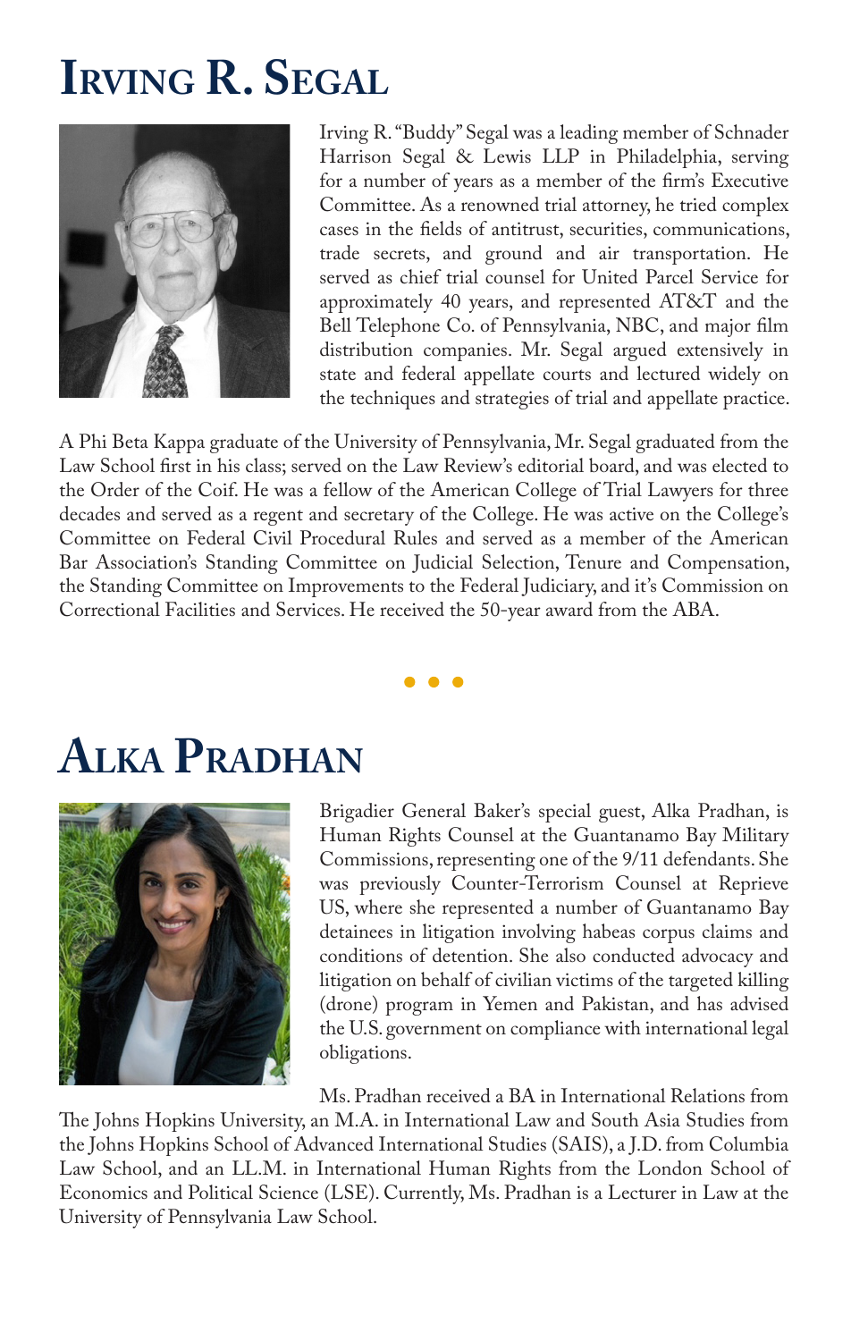# Irving R. Segal

Irving R. "Buddy" Segal was a leading member of Schnader Harrison Segal & Lewis LLP in Philadelphia, serving for a number of years as a member of the firm's Executive Committee. As a renowned trial attorney, he tried complex cases in the fields of antitrust, securities, communications, trade secrets, and ground and air transportation. He served as chief trial counsel for United Parcel Service for approximately 40 years, and represented AT&T and the Bell Telephone Co. of Pennsylvania, NBC, and major film distribution companies. Mr. Segal argued extensively in state and federal appellate courts and lectured widely on the techniques and strategies of trial and appellate practice.

A Phi Beta Kappa graduate of the University of Pennsylvania, Mr. Segal graduated from the Law School first in his class; served on the Law Review's editorial board, and was elected to the Order of the Coif. He was a fellow of the American College of Trial Lawyers for three decades and served as a regent and secretary of the College. He was active on the College's Committee on Federal Civil Procedural Rules and served as a member of the American Bar Association's Standing Committee on Judicial Selection, Tenure and Compensation, the Standing Committee on Improvements to the Federal Judiciary, and it's Commission on Correctional Facilities and Services. He received the 50-year award from the ABA.

• • •

# Alka Pradhan

Brigadier General Baker's special guest, Alka Pradhan, is Human Rights Counsel at the Guantanamo Bay Military Commissions, representing one of the 9/11 defendants. She was previously Counter-Terrorism Counsel at Reprieve US, where she represented a number of Guantanamo Bay detainees in litigation involving habeas corpus claims and conditions of detention. She also conducted advocacy and litigation on behalf of civilian victims of the targeted killing (drone) program in Yemen and Pakistan, and has advised the U.S. government on compliance with international legal obligations.

Ms. Pradhan received a BA in International Relations from The Johns Hopkins University, an M.A. in International Law and South Asia Studies from the Johns Hopkins School of Advanced International Studies (SAIS), a J.D. from Columbia Law School, and an LL.M. in International Human Rights from the London School of Economics and Political Science (LSE). Currently, Ms. Pradhan is a Lecturer in Law at the University of Pennsylvania Law School.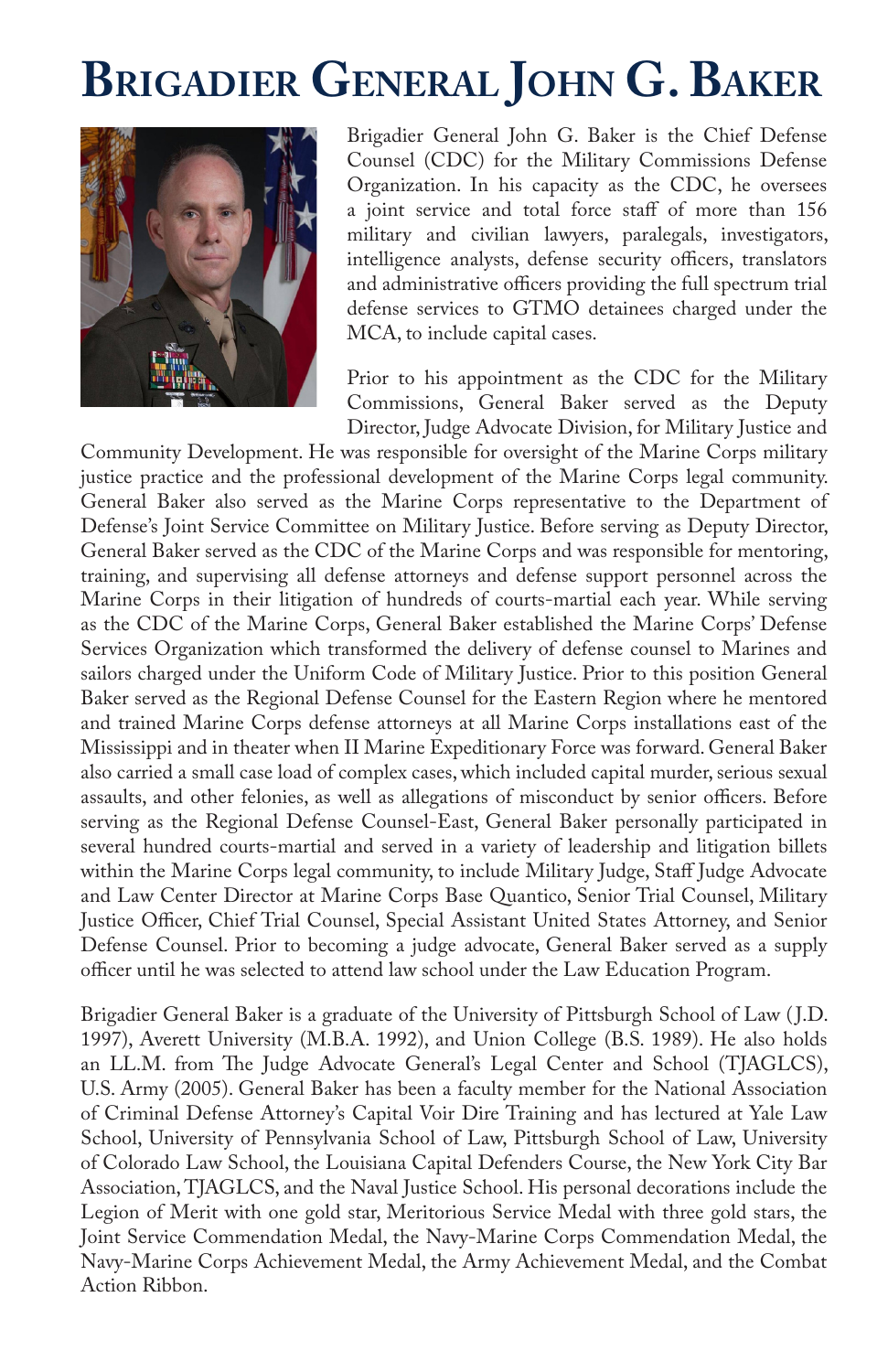# Brigadier General John G. Baker

Brigadier General John G. Baker is the Chief Defense Counsel (CDC) for the Military Commissions Defense Organization. In his capacity as the CDC, he oversees a joint service and total force staff of more than 156 military and civilian lawyers, paralegals, investigators, intelligence analysts, defense security officers, translators and administrative officers providing the full spectrum trial defense services to GTMO detainees charged under the MCA, to include capital cases.

Prior to his appointment as the CDC for the Military Commissions, General Baker served as the Deputy Director, Judge Advocate Division, for Military Justice and Community Development. He was responsible for oversight of the Marine Corps military justice practice and the professional development of the Marine Corps legal community. General Baker also served as the Marine Corps representative to the Department of Defense's Joint Service Committee on Military Justice. Before serving as Deputy Director, General Baker served as the CDC of the Marine Corps and was responsible for mentoring, training, and supervising all defense attorneys and defense support personnel across the Marine Corps in their litigation of hundreds of courts-martial each year. While serving as the CDC of the Marine Corps, General Baker established the Marine Corps' Defense Services Organization which transformed the delivery of defense counsel to Marines and sailors charged under the Uniform Code of Military Justice. Prior to this position General Baker served as the Regional Defense Counsel for the Eastern Region where he mentored and trained Marine Corps defense attorneys at all Marine Corps installations east of the Mississippi and in theater when II Marine Expeditionary Force was forward. General Baker also carried a small case load of complex cases, which included capital murder, serious sexual assaults, and other felonies, as well as allegations of misconduct by senior officers. Before serving as the Regional Defense Counsel-East, General Baker personally participated in several hundred courts-martial and served in a variety of leadership and litigation billets within the Marine Corps legal community, to include Military Judge, Staff Judge Advocate and Law Center Director at Marine Corps Base Quantico, Senior Trial Counsel, Military Justice Officer, Chief Trial Counsel, Special Assistant United States Attorney, and Senior Defense Counsel. Prior to becoming a judge advocate, General Baker served as a supply officer until he was selected to attend law school under the Law Education Program.

Brigadier General Baker is a graduate of the University of Pittsburgh School of Law (J.D. 1997), Averett University (M.B.A. 1992), and Union College (B.S. 1989). He also holds an LL.M. from The Judge Advocate General's Legal Center and School (TJAGLCS), U.S. Army (2005). General Baker has been a faculty member for the National Association of Criminal Defense Attorney's Capital Voir Dire Training and has lectured at Yale Law School, University of Pennsylvania School of Law, Pittsburgh School of Law, University of Colorado Law School, the Louisiana Capital Defenders Course, the New York City Bar Association, TJAGLCS, and the Naval Justice School. His personal decorations include the Legion of Merit with one gold star, Meritorious Service Medal with three gold stars, the Joint Service Commendation Medal, the Navy-Marine Corps Commendation Medal, the Navy-Marine Corps Achievement Medal, the Army Achievement Medal, and the Combat Action Ribbon.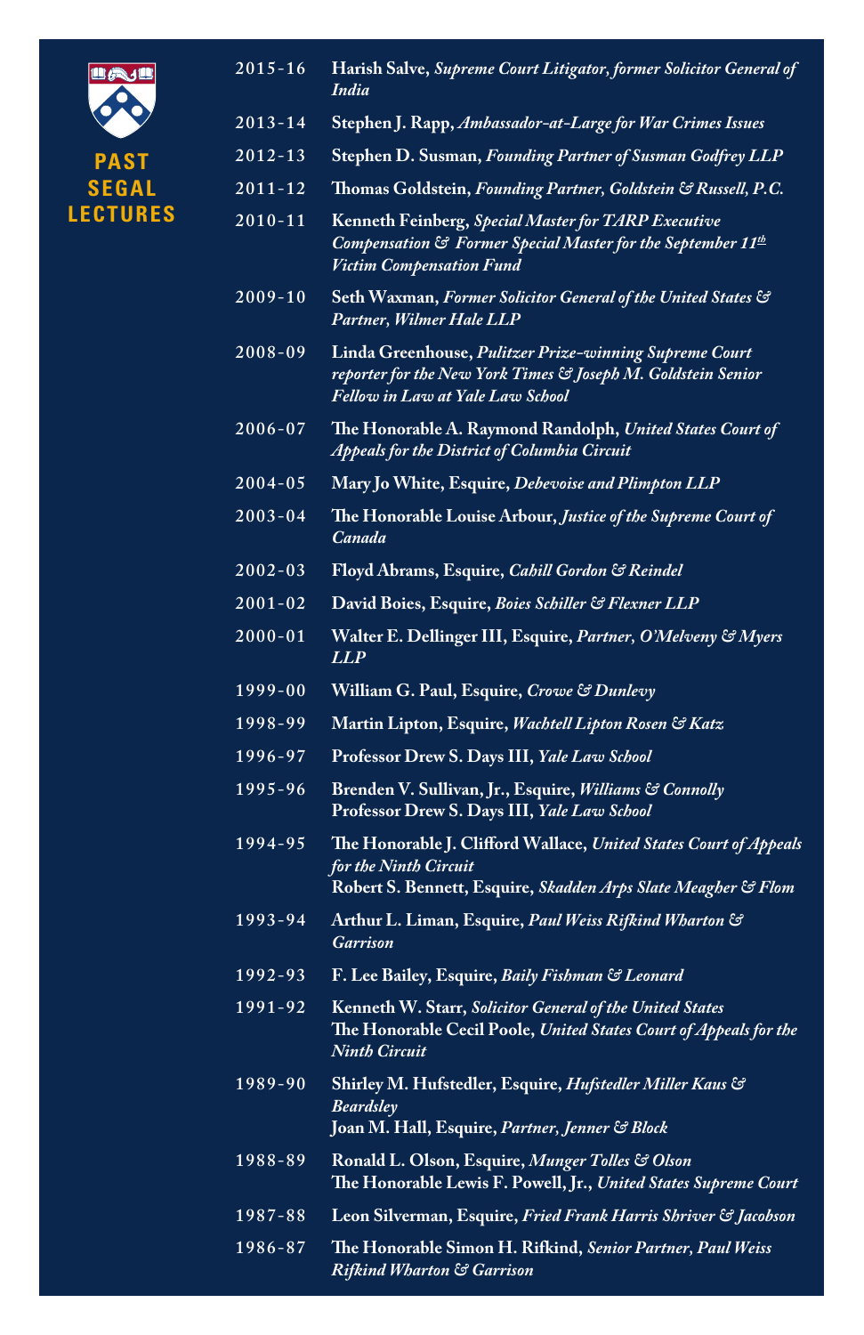# PAST SEGAL LECTURES

| | |
|---|---|
| 2015-16 | **Harish Salve,** *Supreme Court Litigator, former Solicitor General of India* |
| 2013-14 | **Stephen J. Rapp,** *Ambassador-at-Large for War Crimes Issues* |
| 2012-13 | **Stephen D. Susman,** *Founding Partner of Susman Godfrey LLP* |
| 2011-12 | **Thomas Goldstein,** *Founding Partner, Goldstein & Russell, P.C.* |
| 2010-11 | **Kenneth Feinberg,** *Special Master for TARP Executive Compensation & Former Special Master for the September 11th Victim Compensation Fund* |
| 2009-10 | **Seth Waxman,** *Former Solicitor General of the United States & Partner, Wilmer Hale LLP* |
| 2008-09 | **Linda Greenhouse,** *Pulitzer Prize-winning Supreme Court reporter for the New York Times & Joseph M. Goldstein Senior Fellow in Law at Yale Law School* |
| 2006-07 | **The Honorable A. Raymond Randolph,** *United States Court of Appeals for the District of Columbia Circuit* |
| 2004-05 | **Mary Jo White, Esquire,** *Debevoise and Plimpton LLP* |
| 2003-04 | **The Honorable Louise Arbour,** *Justice of the Supreme Court of Canada* |
| 2002-03 | **Floyd Abrams, Esquire,** *Cahill Gordon & Reindel* |
| 2001-02 | **David Boies, Esquire,** *Boies Schiller & Flexner LLP* |
| 2000-01 | **Walter E. Dellinger III, Esquire,** *Partner, O'Melveny & Myers LLP* |
| 1999-00 | **William G. Paul, Esquire,** *Crowe & Dunlevy* |
| 1998-99 | **Martin Lipton, Esquire,** *Wachtell Lipton Rosen & Katz* |
| 1996-97 | **Professor Drew S. Days III,** *Yale Law School* |
| 1995-96 | **Brenden V. Sullivan, Jr., Esquire,** *Williams & Connolly*<br>**Professor Drew S. Days III,** *Yale Law School* |
| 1994-95 | **The Honorable J. Clifford Wallace,** *United States Court of Appeals for the Ninth Circuit*<br>**Robert S. Bennett, Esquire,** *Skadden Arps Slate Meagher & Flom* |
| 1993-94 | **Arthur L. Liman, Esquire,** *Paul Weiss Rifkind Wharton & Garrison* |
| 1992-93 | **F. Lee Bailey, Esquire,** *Baily Fishman & Leonard* |
| 1991-92 | **Kenneth W. Starr,** *Solicitor General of the United States*<br>**The Honorable Cecil Poole,** *United States Court of Appeals for the Ninth Circuit* |
| 1989-90 | **Shirley M. Hufstedler, Esquire,** *Hufstedler Miller Kaus & Beardsley*<br>**Joan M. Hall, Esquire,** *Partner, Jenner & Block* |
| 1988-89 | **Ronald L. Olson, Esquire,** *Munger Tolles & Olson*<br>**The Honorable Lewis F. Powell, Jr.,** *United States Supreme Court* |
| 1987-88 | **Leon Silverman, Esquire,** *Fried Frank Harris Shriver & Jacobson* |
| 1986-87 | **The Honorable Simon H. Rifkind,** *Senior Partner, Paul Weiss Rifkind Wharton & Garrison* |